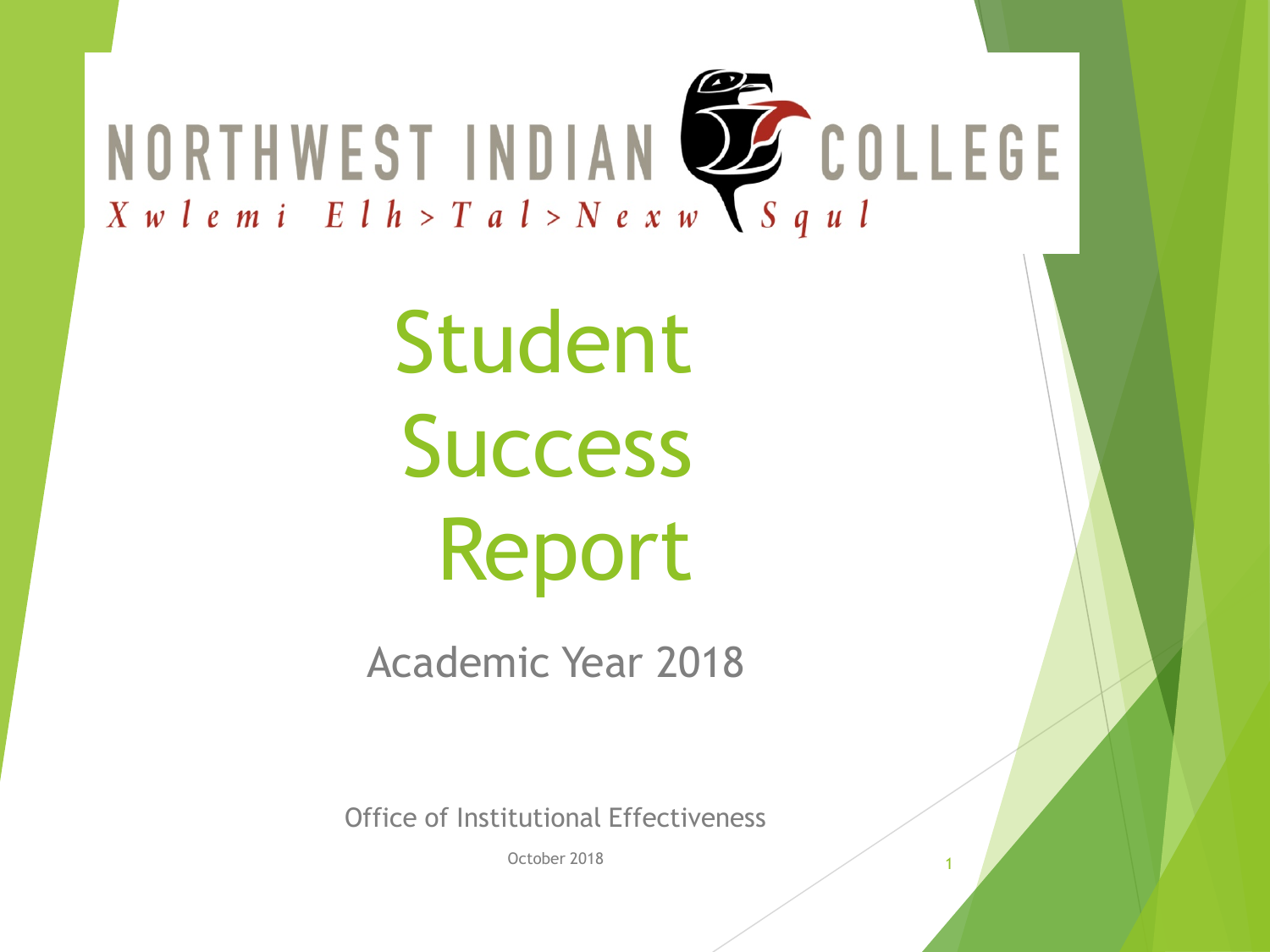NORTHWEST INDIAN COLLEGE

*Xwlemi Elh>Tal>Nexw Squl*

# Student Success Report

## Academic Year 2018

Office of Institutional Effectiveness

October 2018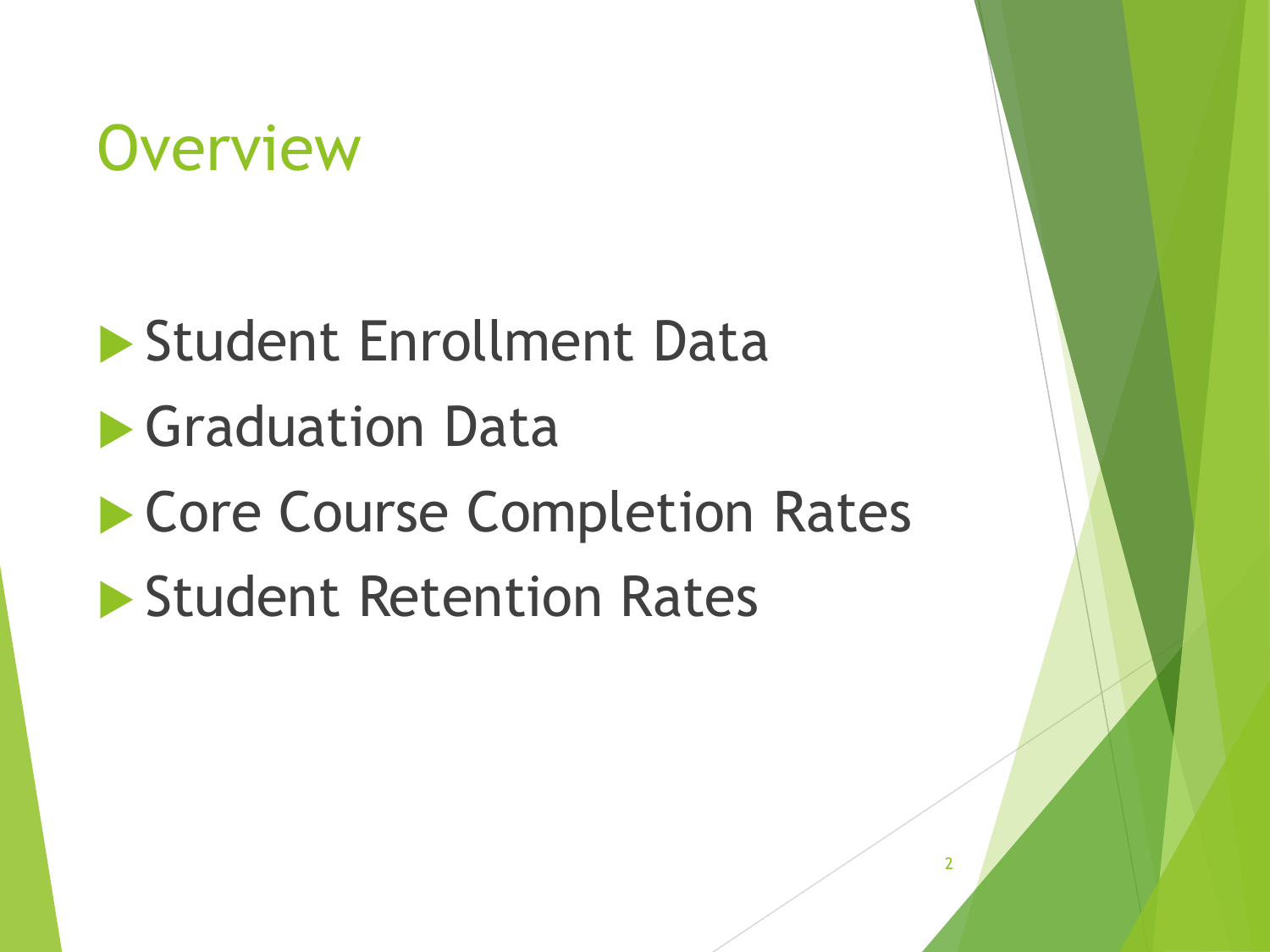# Overview

- Student Enrollment Data
- Graduation Data
- Core Course Completion Rates
- Student Retention Rates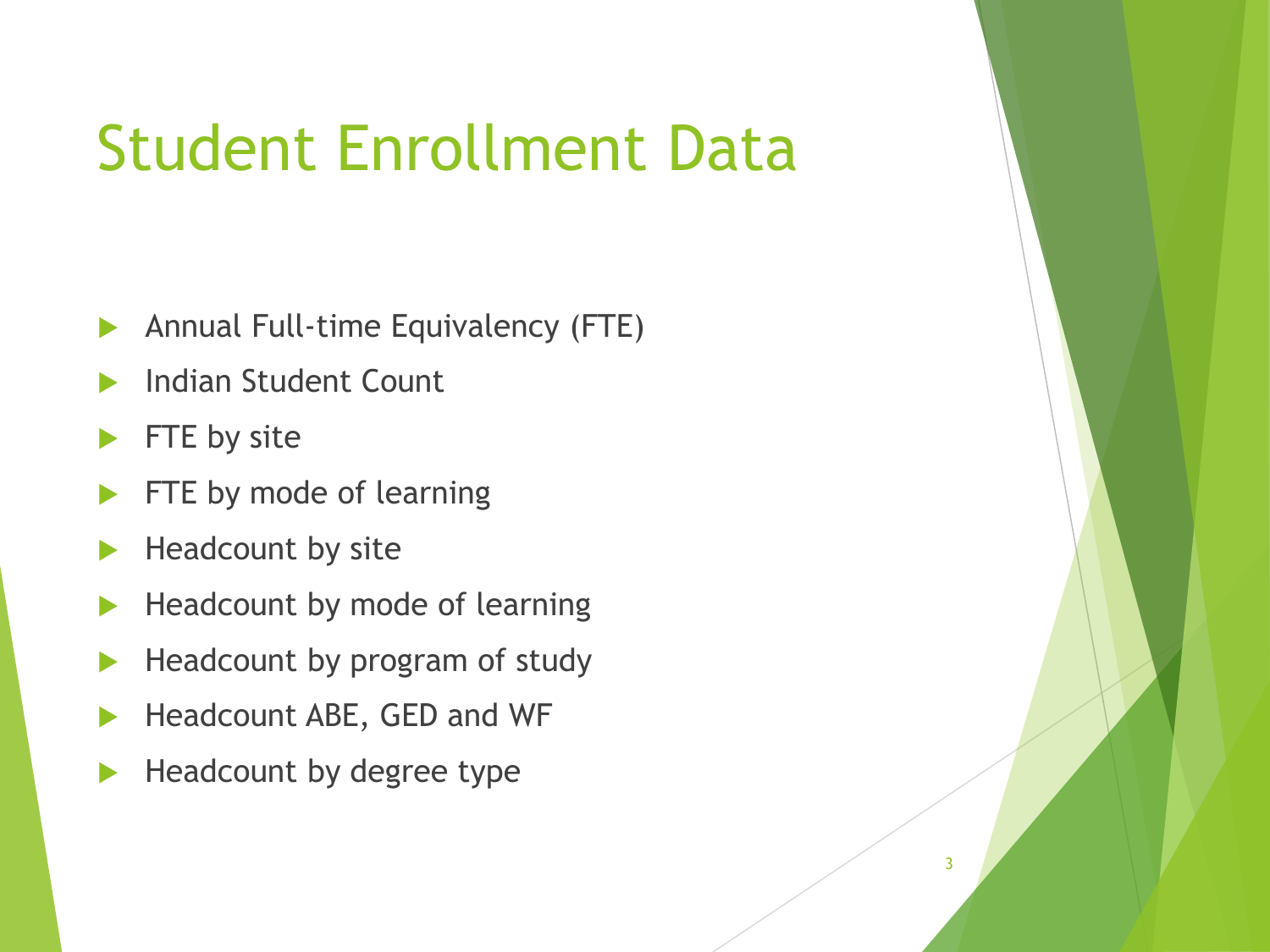# Student Enrollment Data

- Annual Full-time Equivalency (FTE)
- Indian Student Count
- FTE by site
- FTE by mode of learning
- Headcount by site
- Headcount by mode of learning
- Headcount by program of study
- Headcount ABE, GED and WF
- Headcount by degree type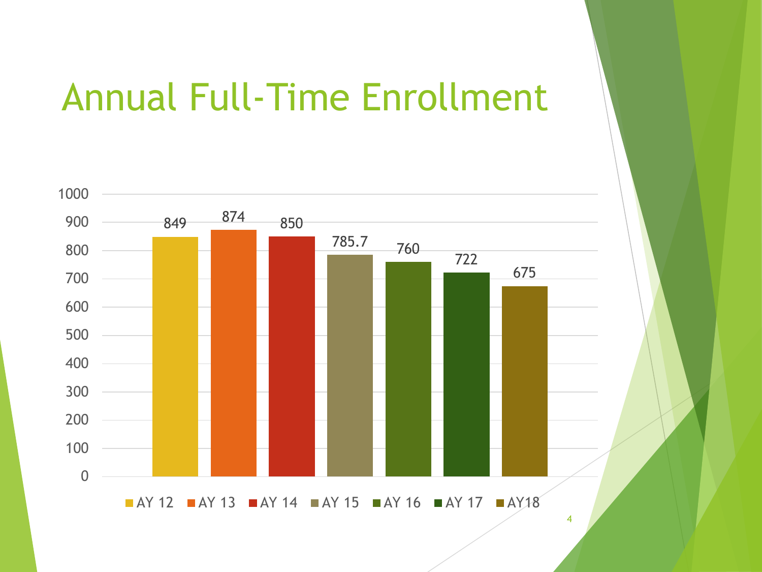# Annual Full-Time Enrollment

| Academic Year | Full-Time Enrollment |
|---|---|
| AY 12 | 849 |
| AY 13 | 874 |
| AY 14 | 850 |
| AY 15 | 785.7 |
| AY 16 | 760 |
| AY 17 | 722 |
| AY18 | 675 |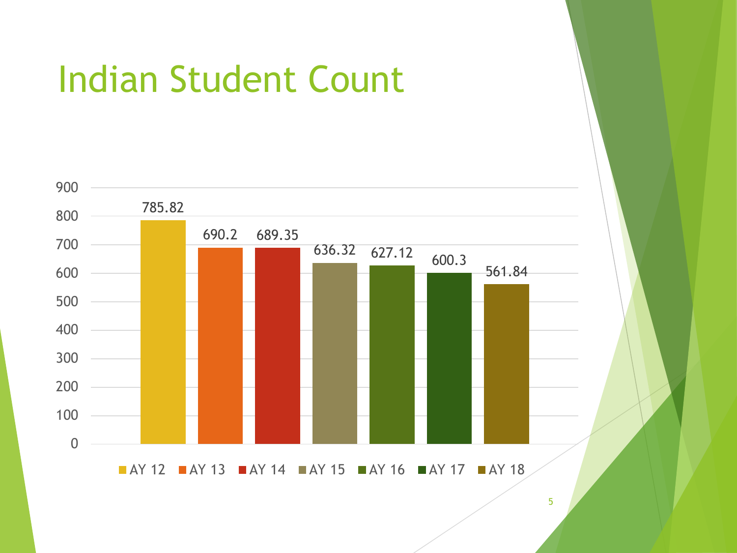# Indian Student Count

| Academic Year | Count |
| --- | --- |
| AY 12 | 785.82 |
| AY 13 | 690.2 |
| AY 14 | 689.35 |
| AY 15 | 636.32 |
| AY 16 | 627.12 |
| AY 17 | 600.3 |
| AY 18 | 561.84 |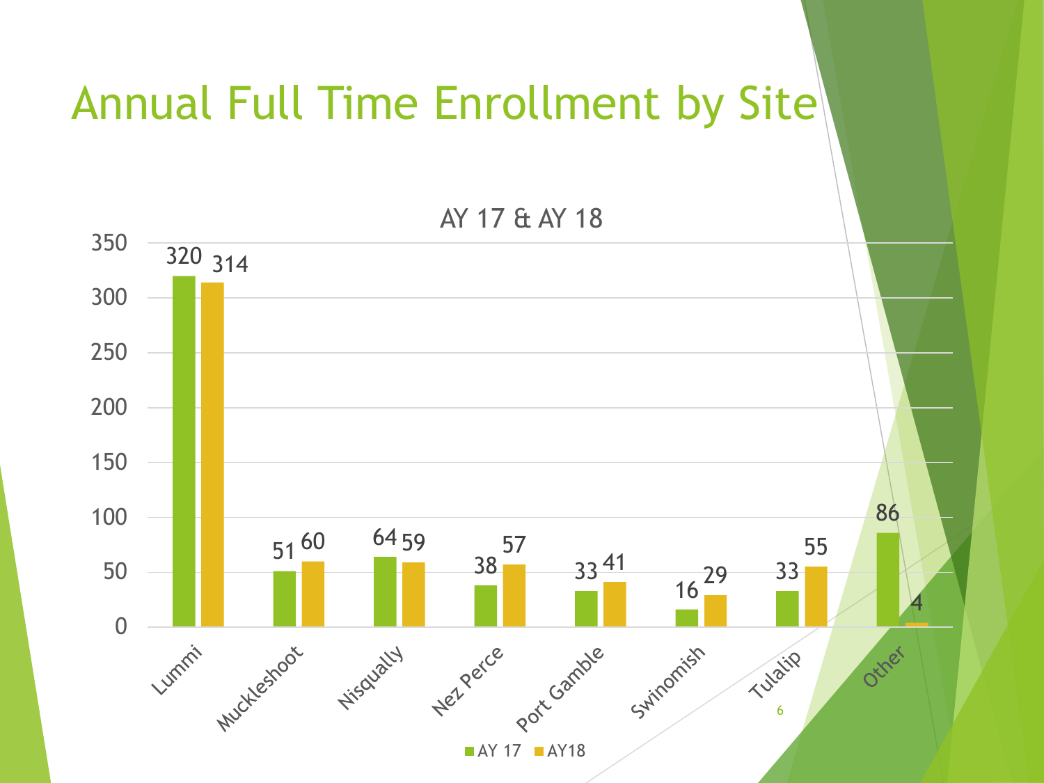# Annual Full Time Enrollment by Site

AY 17 & AY 18

| Site | AY 17 | AY18 |
| --- | --- | --- |
| Lummi | 320 | 314 |
| Muckleshoot | 51 | 60 |
| Nisqually | 64 | 59 |
| Nez Perce | 38 | 57 |
| Port Gamble | 33 | 41 |
| Swinomish | 16 | 29 |
| Tulalip | 33 | 55 |
| Other | 86 | 4 |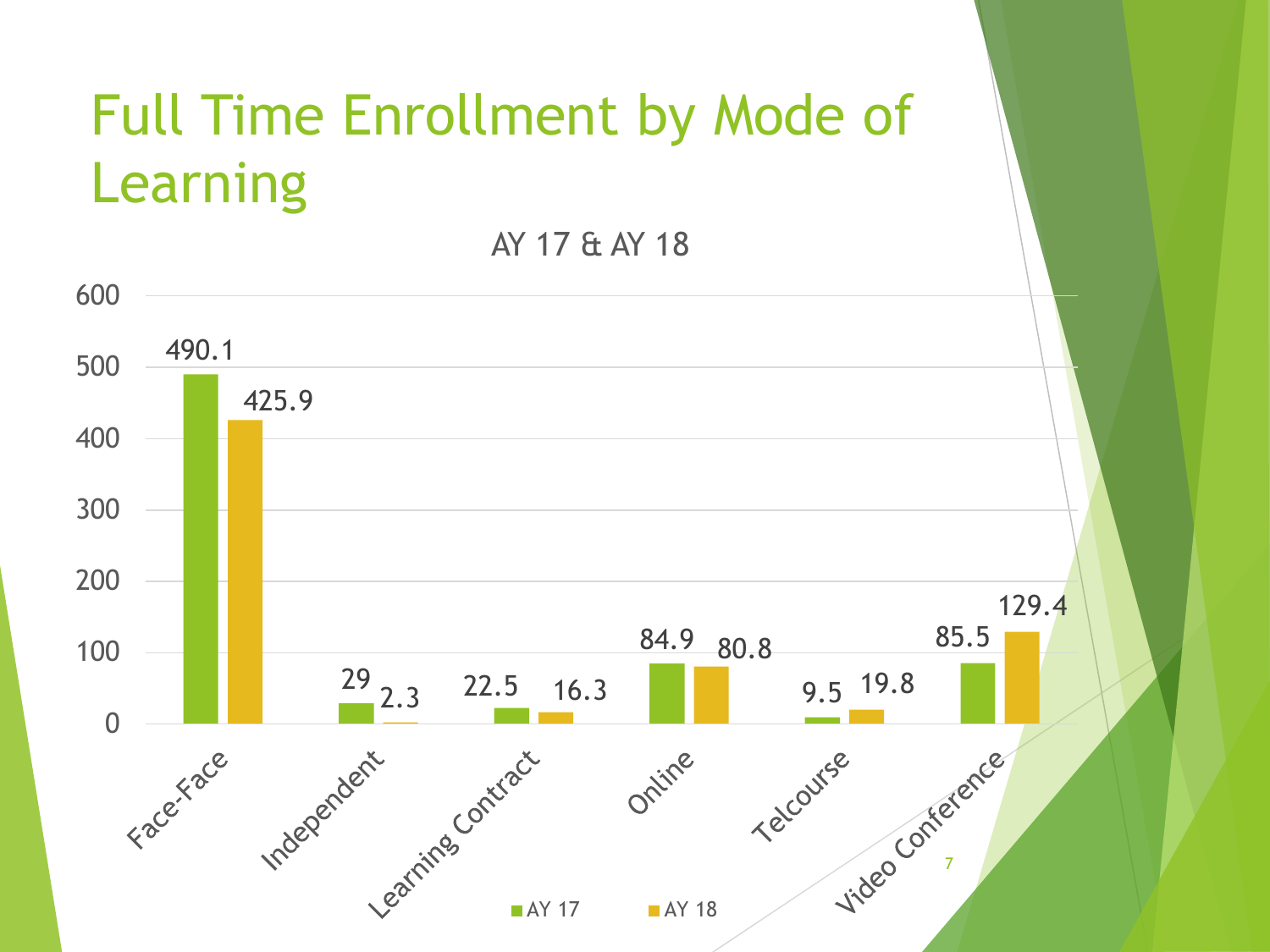# Full Time Enrollment by Mode of Learning

AY 17 & AY 18

| Mode of Learning | AY 17 | AY 18 |
| --- | --- | --- |
| Face-Face | 490.1 | 425.9 |
| Independent | 29 | 2.3 |
| Learning Contract | 22.5 | 16.3 |
| Online | 84.9 | 80.8 |
| Telcourse | 9.5 | 19.8 |
| Video Conference | 85.5 | 129.4 |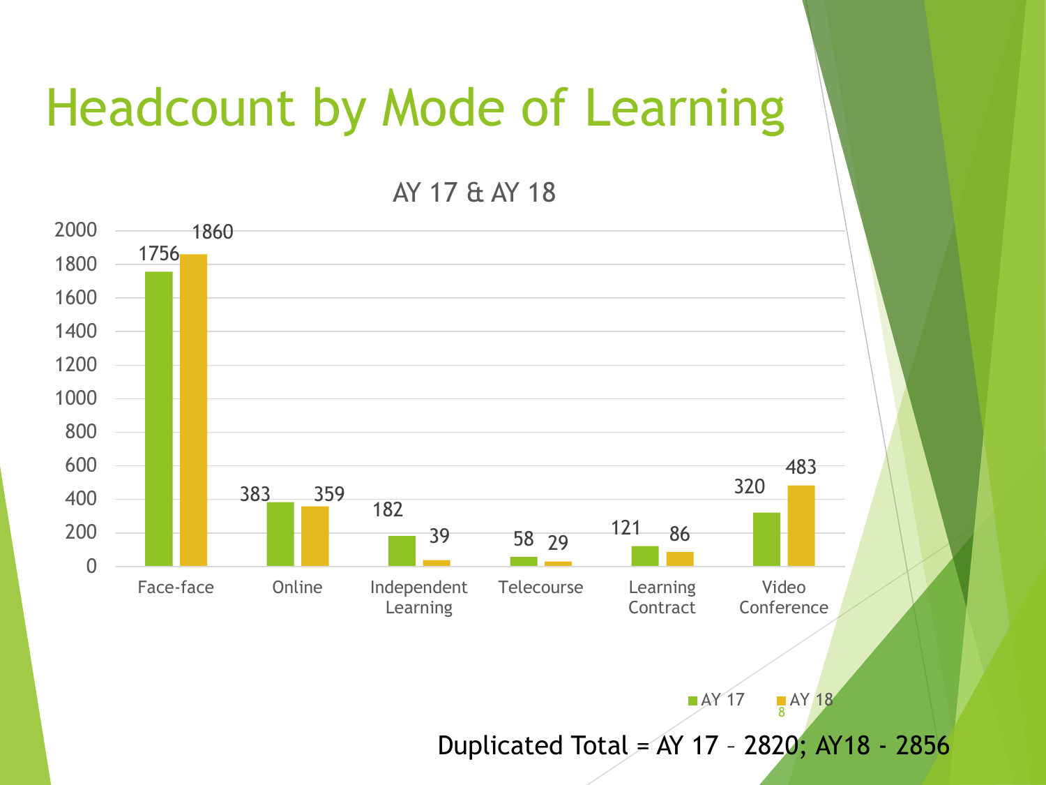# Headcount by Mode of Learning

AY 17 & AY 18

| Mode of Learning | AY 17 | AY 18 |
| --- | --- | --- |
| Face-face | 1756 | 1860 |
| Online | 383 | 359 |
| Independent Learning | 182 | 39 |
| Telecourse | 58 | 29 |
| Learning Contract | 121 | 86 |
| Video Conference | 320 | 483 |

Duplicated Total = AY 17 – 2820; AY18 - 2856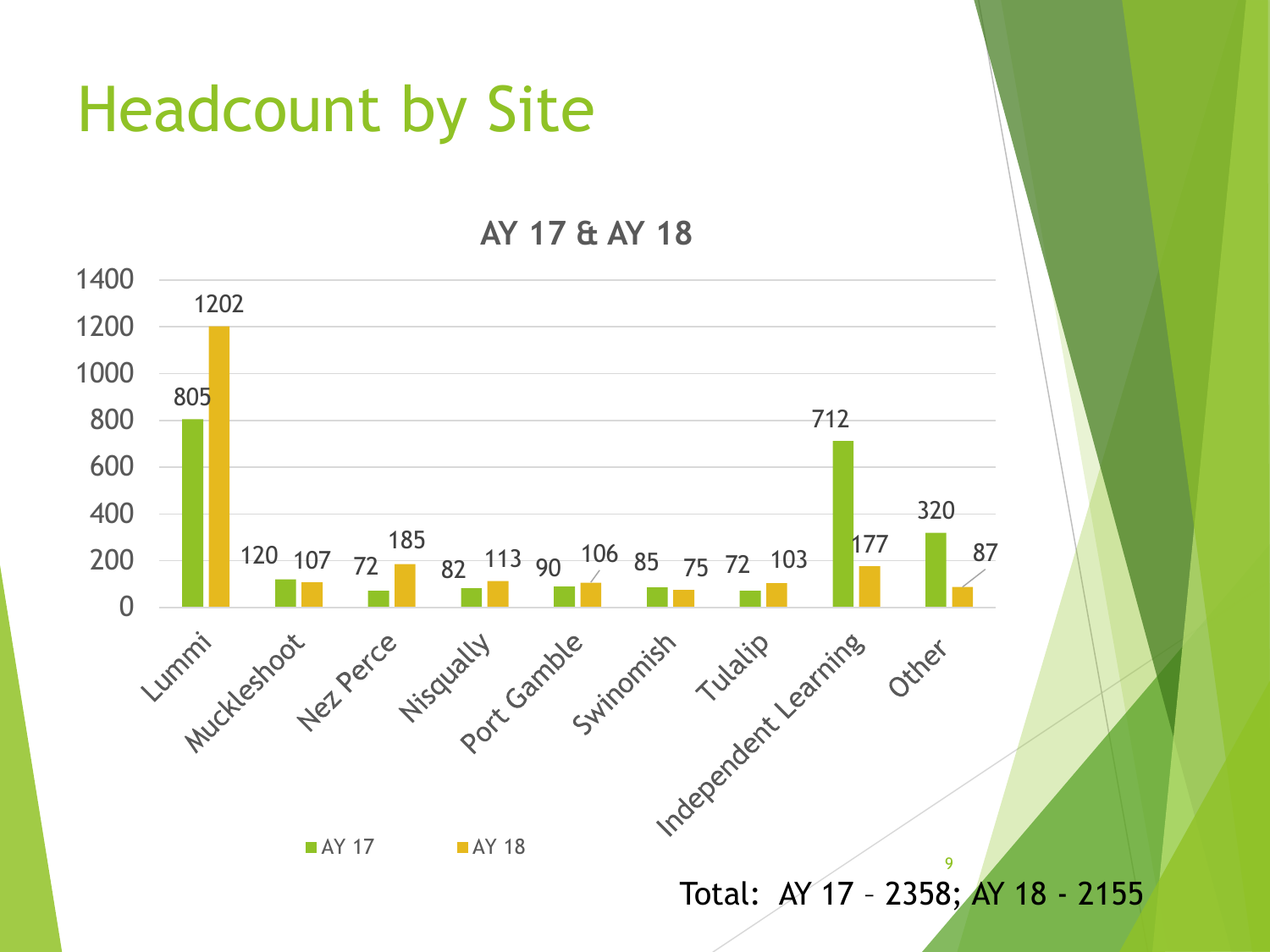# Headcount by Site

**AY 17 & AY 18**

| Site | AY 17 | AY 18 |
|---|---|---|
| Lummi | 805 | 1202 |
| Muckleshoot | 120 | 107 |
| Nez Perce | 72 | 185 |
| Nisqually | 82 | 113 |
| Port Gamble | 90 | 106 |
| Swinomish | 85 | 75 |
| Tulalip | 72 | 103 |
| Independent Learning | 712 | 177 |
| Other | 320 | 87 |

Total: AY 17 – 2358; AY 18 - 2155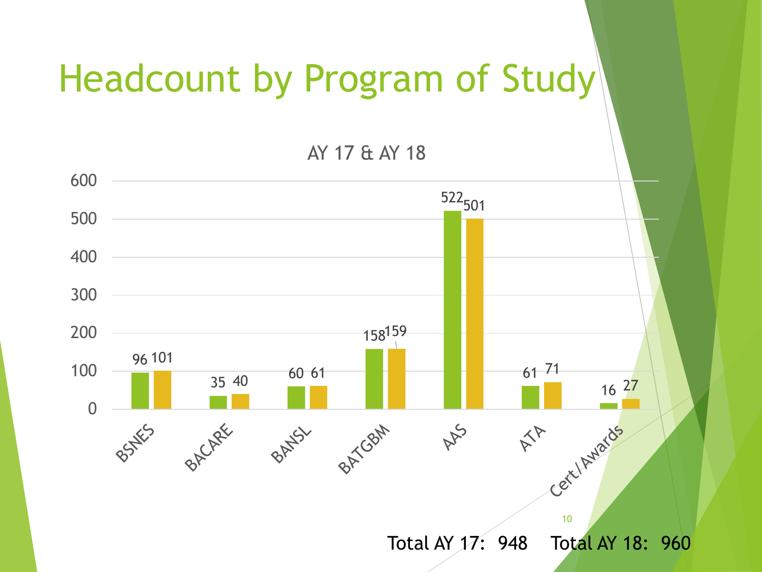# Headcount by Program of Study

AY 17 & AY 18

| Program | AY 17 | AY 18 |
|---|---|---|
| BSNES | 96 | 101 |
| BACARE | 35 | 40 |
| BANSL | 60 | 61 |
| BATGBM | 158 | 159 |
| AAS | 522 | 501 |
| ATA | 61 | 71 |
| Cert/Awards | 16 | 27 |

Total AY 17: 948    Total AY 18: 960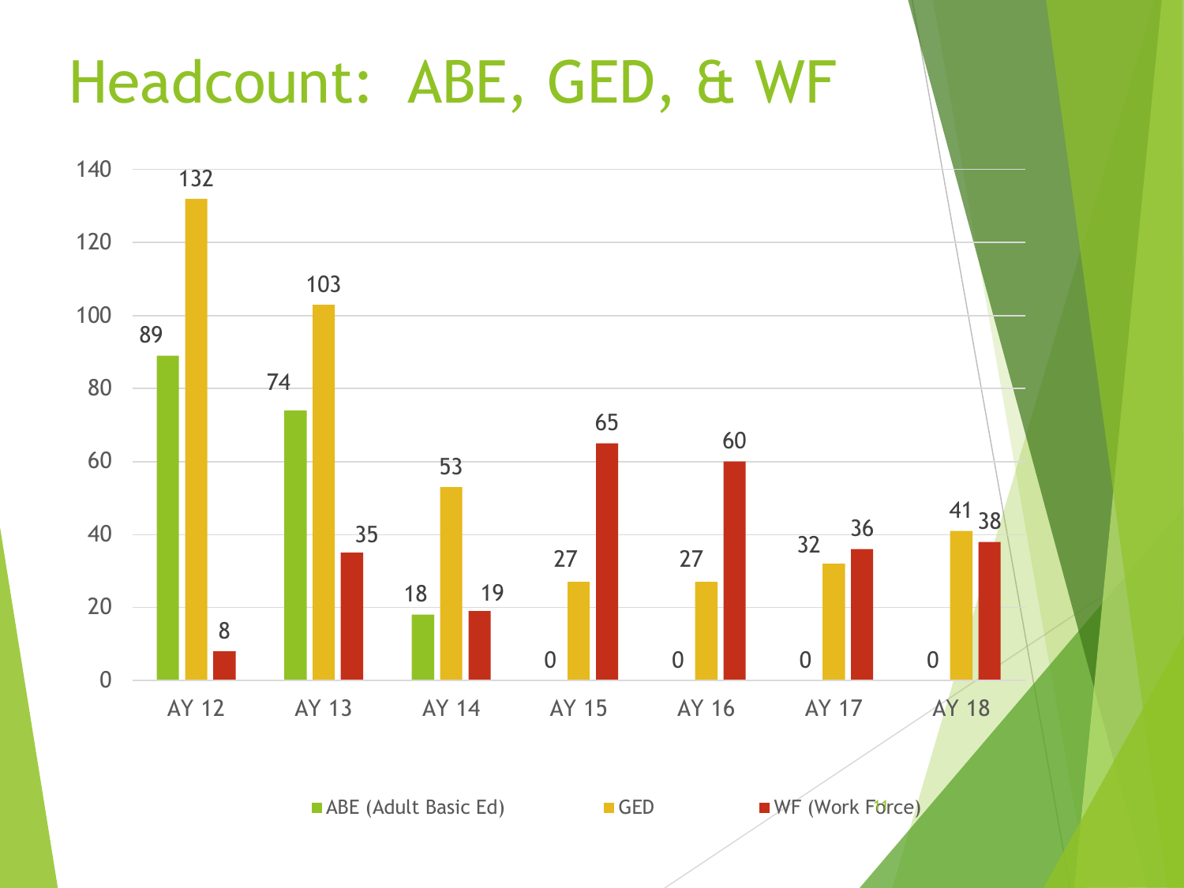# Headcount: ABE, GED, & WF

| | ABE (Adult Basic Ed) | GED | WF (Work Force) |
|---|---|---|---|
| AY 12 | 89 | 132 | 8 |
| AY 13 | 74 | 103 | 35 |
| AY 14 | 18 | 53 | 19 |
| AY 15 | 0 | 27 | 65 |
| AY 16 | 0 | 27 | 60 |
| AY 17 | 0 | 32 | 36 |
| AY 18 | 0 | 41 | 38 |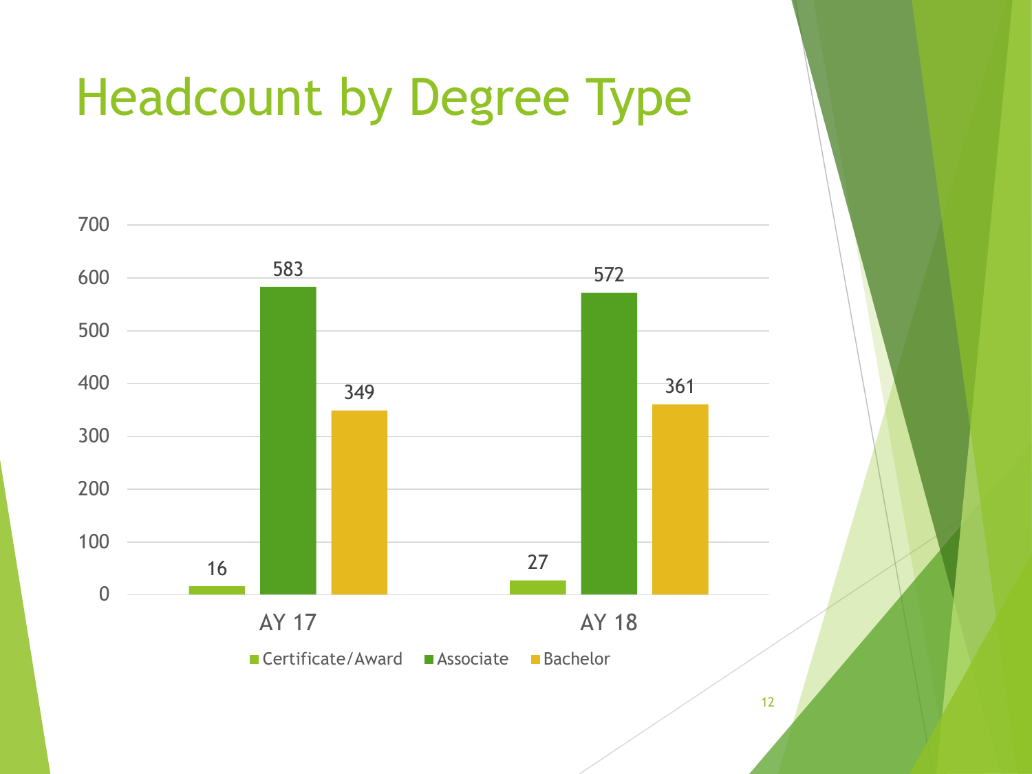# Headcount by Degree Type

| | Certificate/Award | Associate | Bachelor |
|---|---|---|---|
| AY 17 | 16 | 583 | 349 |
| AY 18 | 27 | 572 | 361 |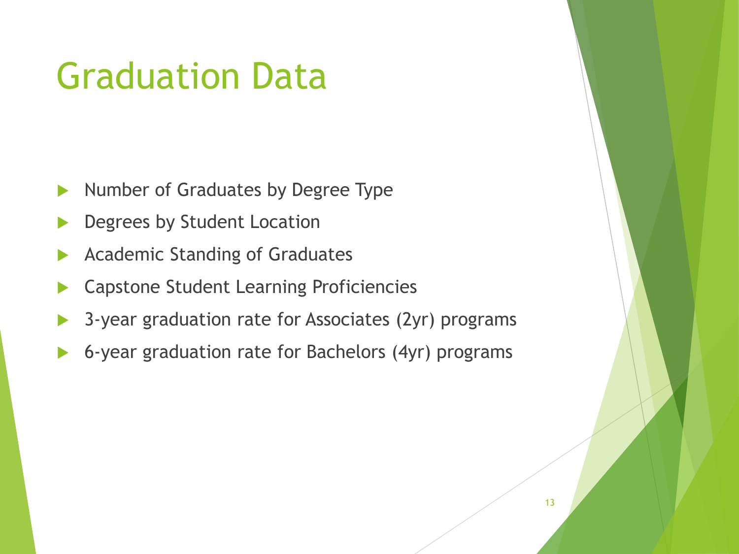# Graduation Data

- Number of Graduates by Degree Type
- Degrees by Student Location
- Academic Standing of Graduates
- Capstone Student Learning Proficiencies
- 3-year graduation rate for Associates (2yr) programs
- 6-year graduation rate for Bachelors (4yr) programs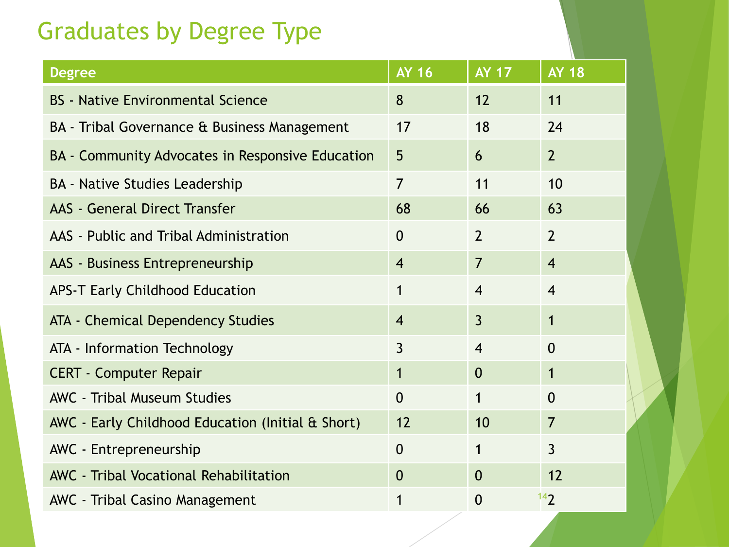# Graduates by Degree Type

| Degree | AY 16 | AY 17 | AY 18 |
|---|---|---|---|
| BS - Native Environmental Science | 8 | 12 | 11 |
| BA - Tribal Governance & Business Management | 17 | 18 | 24 |
| BA - Community Advocates in Responsive Education | 5 | 6 | 2 |
| BA - Native Studies Leadership | 7 | 11 | 10 |
| AAS - General Direct Transfer | 68 | 66 | 63 |
| AAS - Public and Tribal Administration | 0 | 2 | 2 |
| AAS - Business Entrepreneurship | 4 | 7 | 4 |
| APS-T Early Childhood Education | 1 | 4 | 4 |
| ATA - Chemical Dependency Studies | 4 | 3 | 1 |
| ATA - Information Technology | 3 | 4 | 0 |
| CERT - Computer Repair | 1 | 0 | 1 |
| AWC - Tribal Museum Studies | 0 | 1 | 0 |
| AWC - Early Childhood Education (Initial & Short) | 12 | 10 | 7 |
| AWC - Entrepreneurship | 0 | 1 | 3 |
| AWC - Tribal Vocational Rehabilitation | 0 | 0 | 12 |
| AWC - Tribal Casino Management | 1 | 0 | 2 |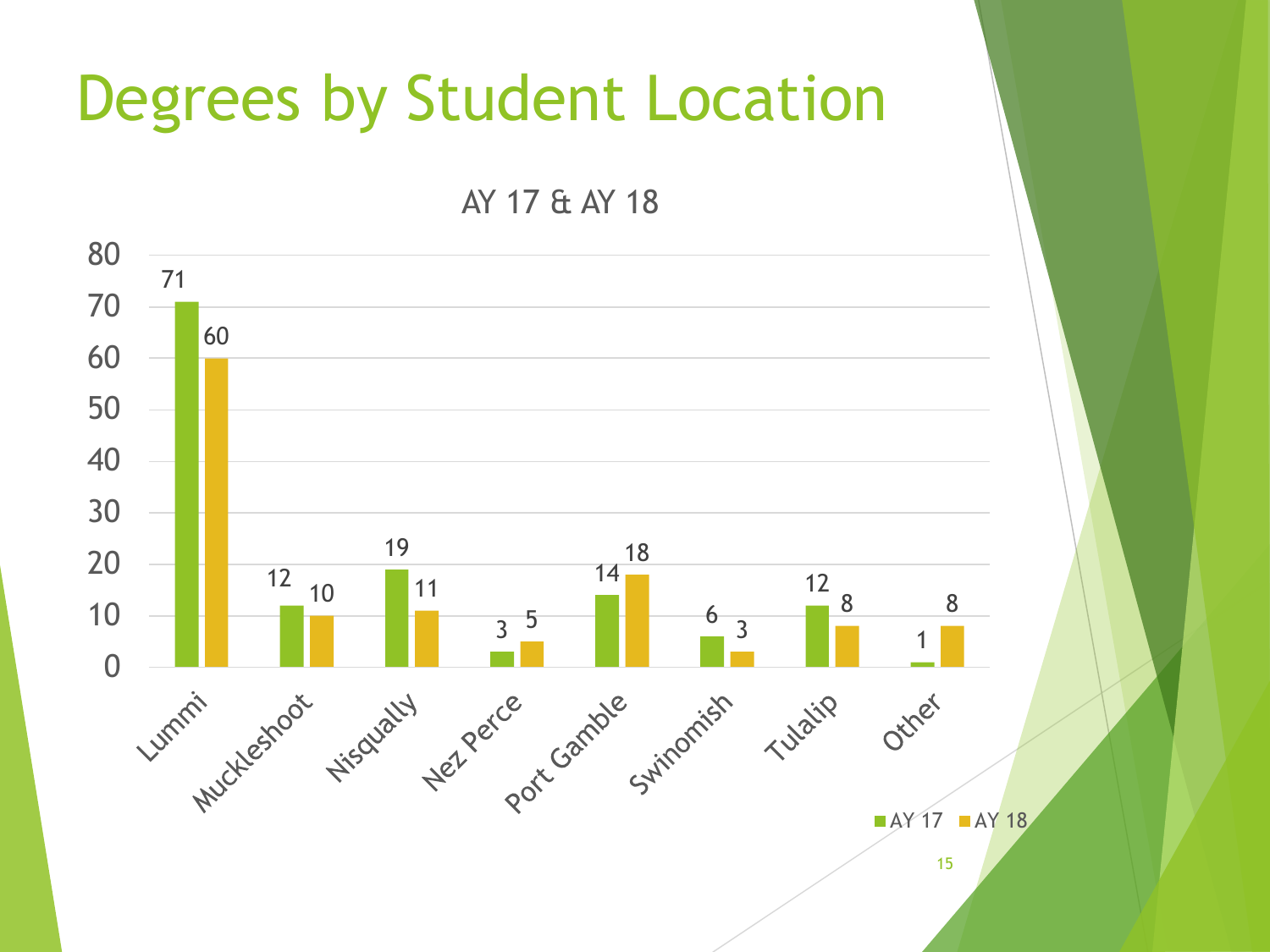# Degrees by Student Location

AY 17 & AY 18

| Location | AY 17 | AY 18 |
|---|---|---|
| Lummi | 71 | 60 |
| Muckleshoot | 12 | 10 |
| Nisqually | 19 | 11 |
| Nez Perce | 3 | 5 |
| Port Gamble | 14 | 18 |
| Swinomish | 6 | 3 |
| Tulalip | 12 | 8 |
| Other | 1 | 8 |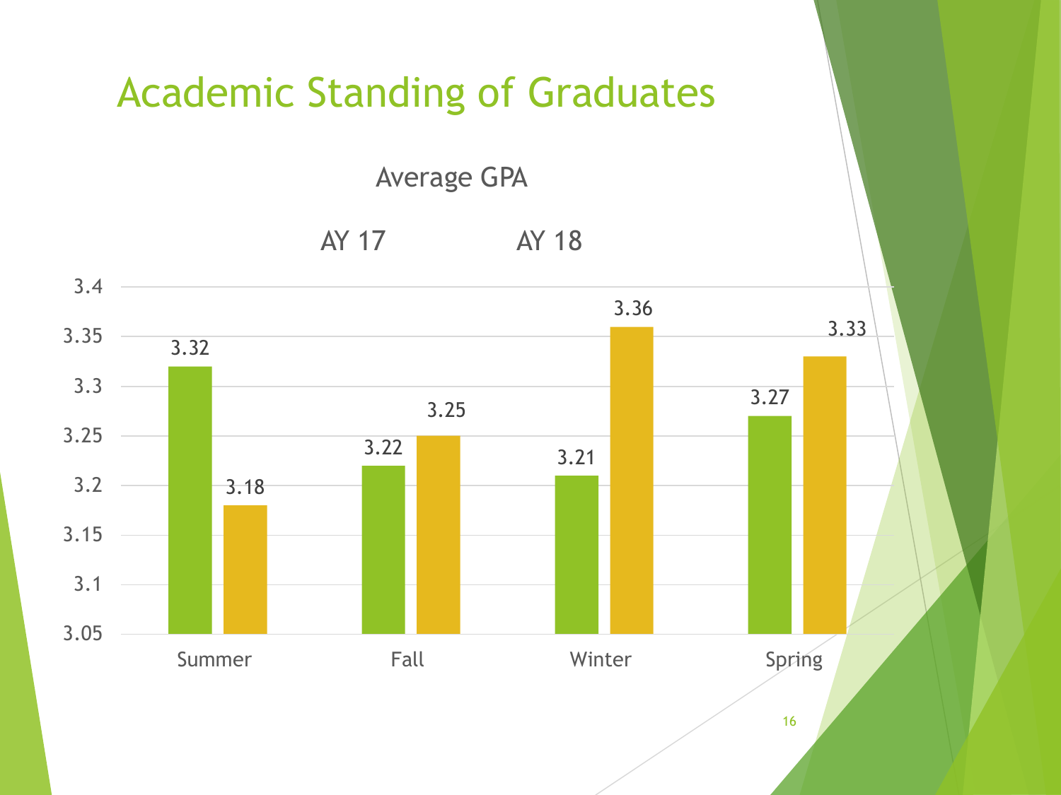# Academic Standing of Graduates

Average GPA

| | AY 17 | AY 18 |
|---|---|---|
| Summer | 3.32 | 3.18 |
| Fall | 3.22 | 3.25 |
| Winter | 3.21 | 3.36 |
| Spring | 3.27 | 3.33 |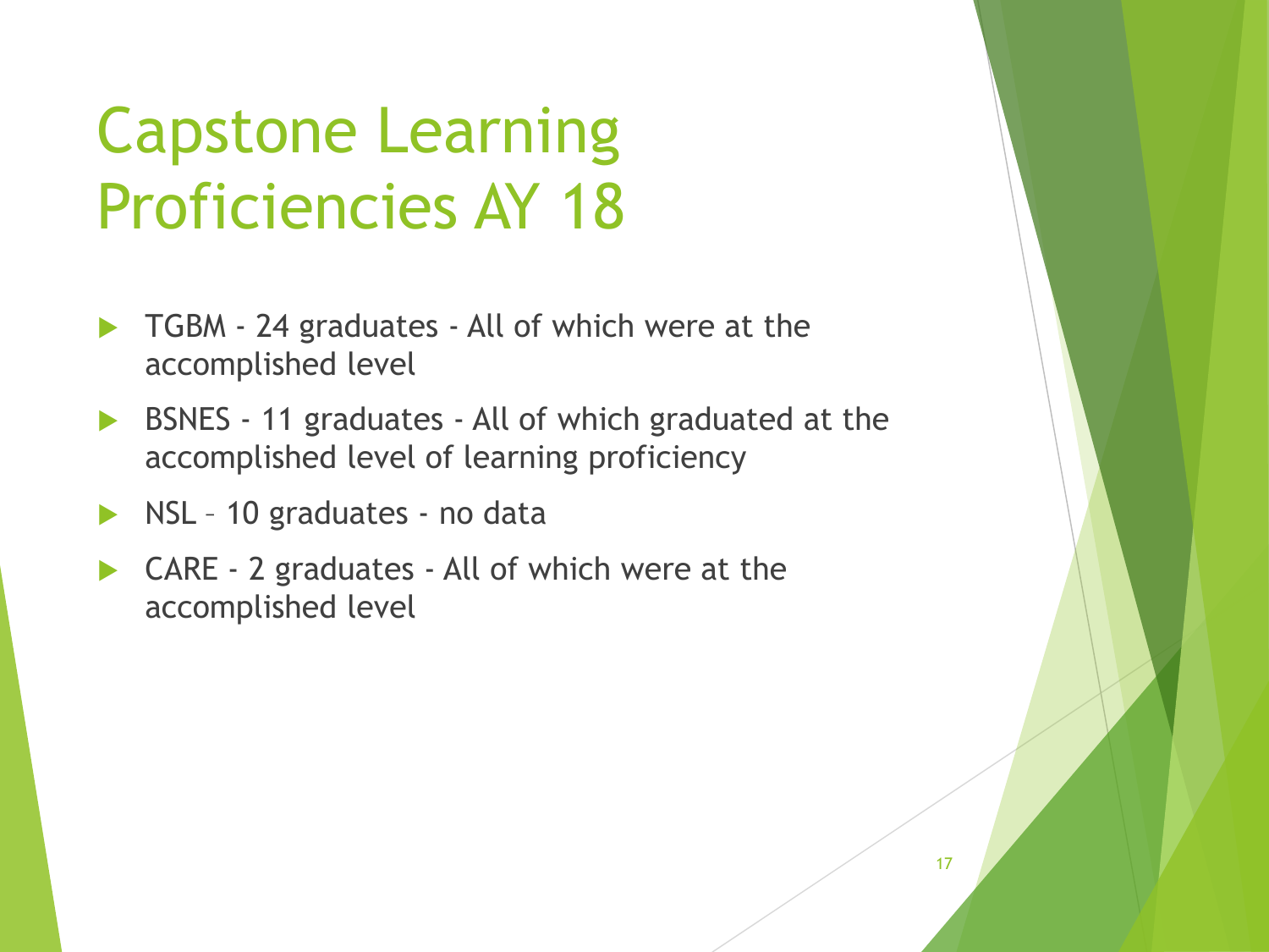# Capstone Learning Proficiencies AY 18

- TGBM - 24 graduates - All of which were at the accomplished level
- BSNES - 11 graduates - All of which graduated at the accomplished level of learning proficiency
- NSL – 10 graduates - no data
- CARE - 2 graduates - All of which were at the accomplished level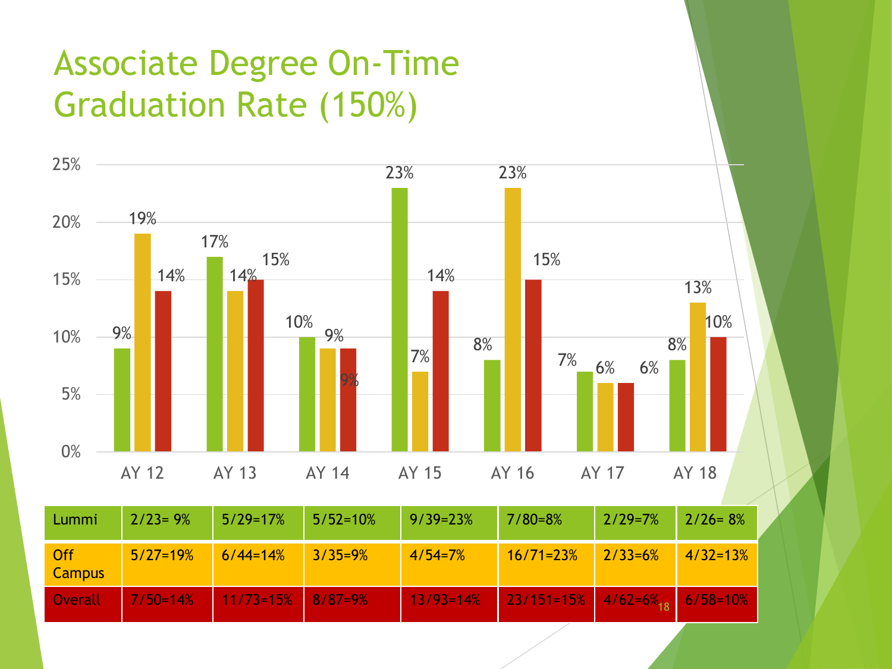# Associate Degree On-Time Graduation Rate (150%)

| | AY 12 | AY 13 | AY 14 | AY 15 | AY 16 | AY 17 | AY 18 |
|---|---|---|---|---|---|---|---|
| Lummi | 2/23= 9% | 5/29=17% | 5/52=10% | 9/39=23% | 7/80=8% | 2/29=7% | 2/26= 8% |
| Off Campus | 5/27=19% | 6/44=14% | 3/35=9% | 4/54=7% | 16/71=23% | 2/33=6% | 4/32=13% |
| Overall | 7/50=14% | 11/73=15% | 8/87=9% | 13/93=14% | 23/151=15% | 4/62=6% | 6/58=10% |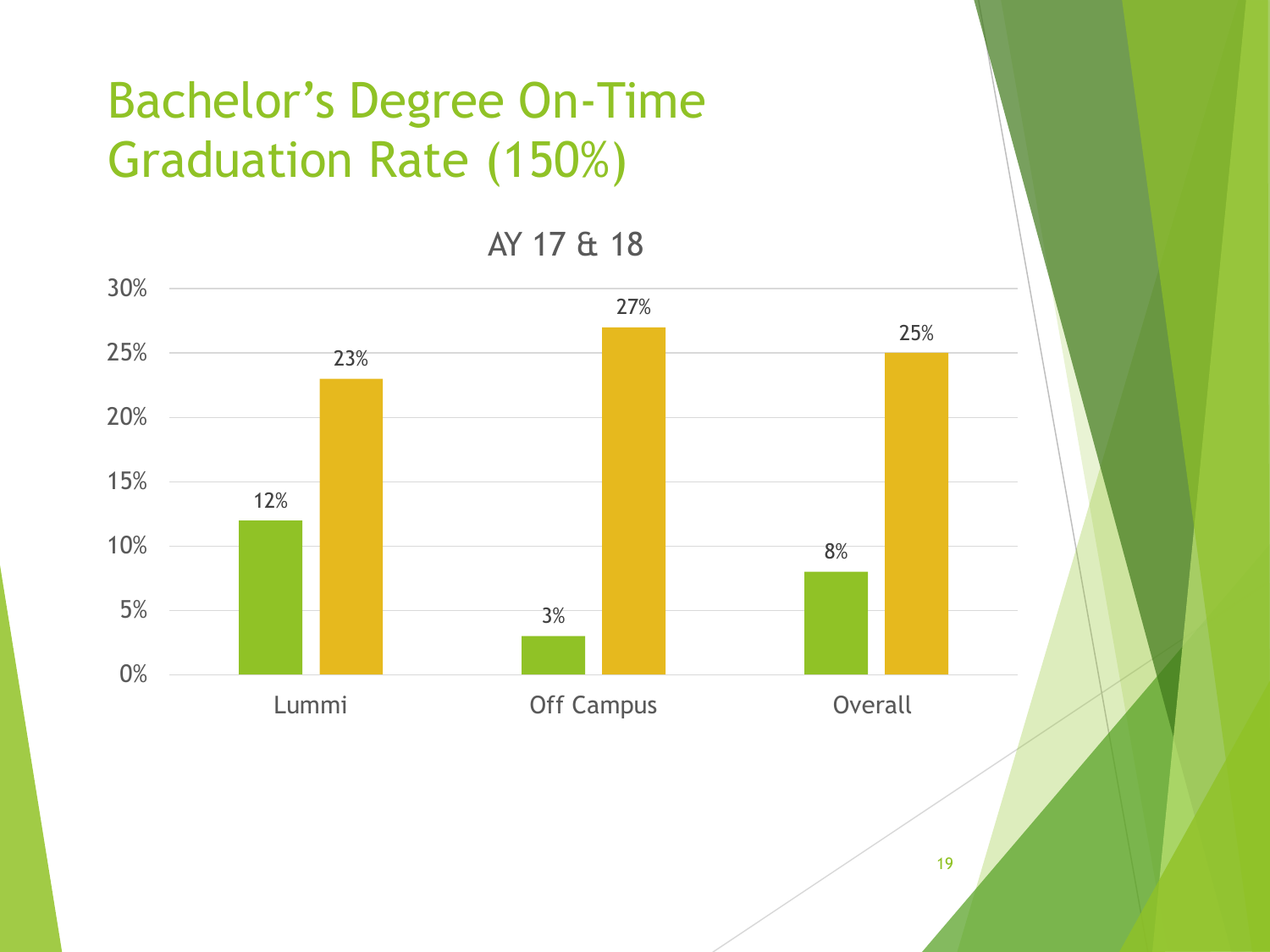# Bachelor's Degree On-Time Graduation Rate (150%)

AY 17 & 18

| | Lummi | Off Campus | Overall |
|---|---|---|---|
| Series 1 | 12% | 3% | 8% |
| Series 2 | 23% | 27% | 25% |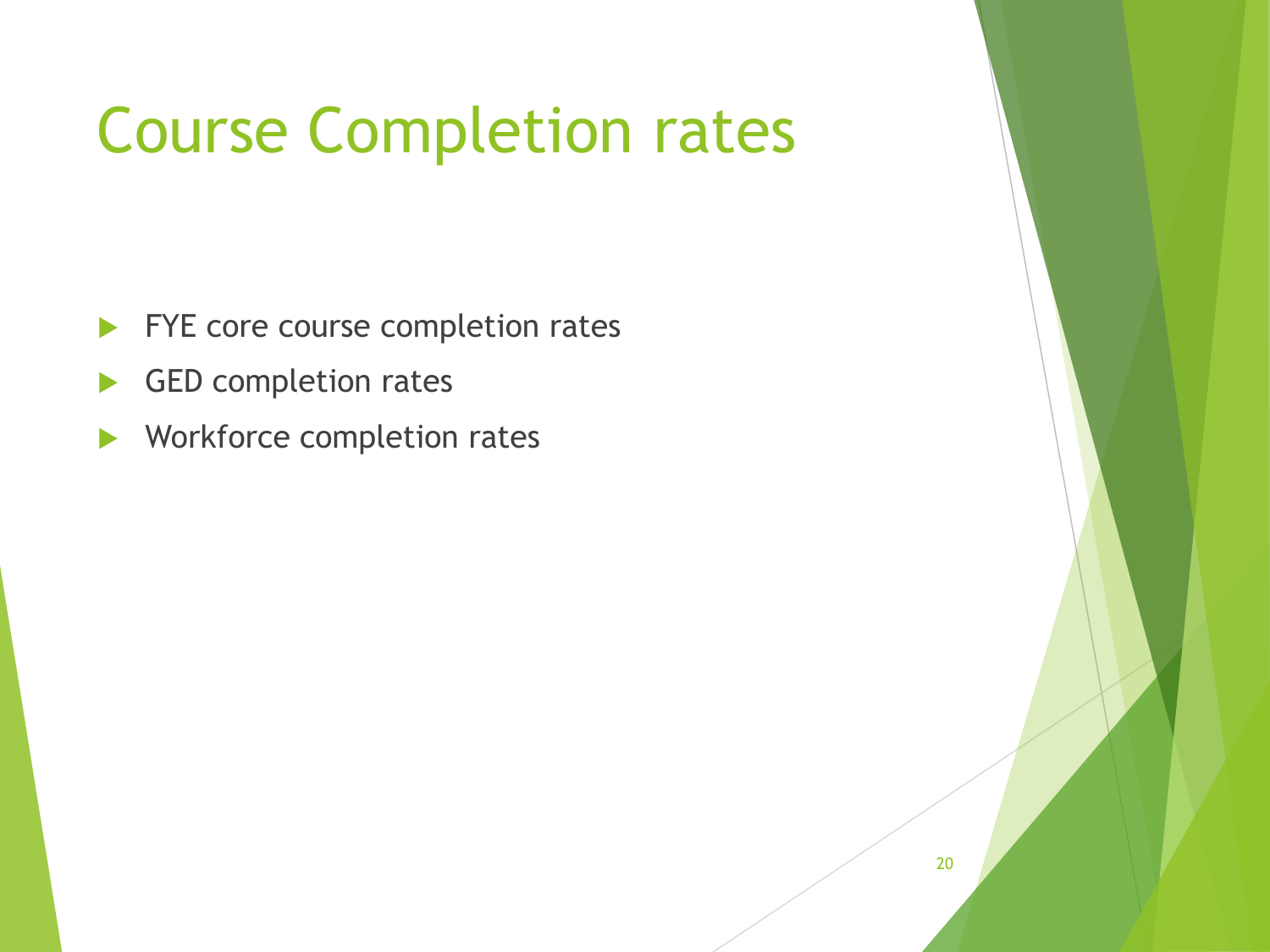# Course Completion rates

- FYE core course completion rates
- GED completion rates
- Workforce completion rates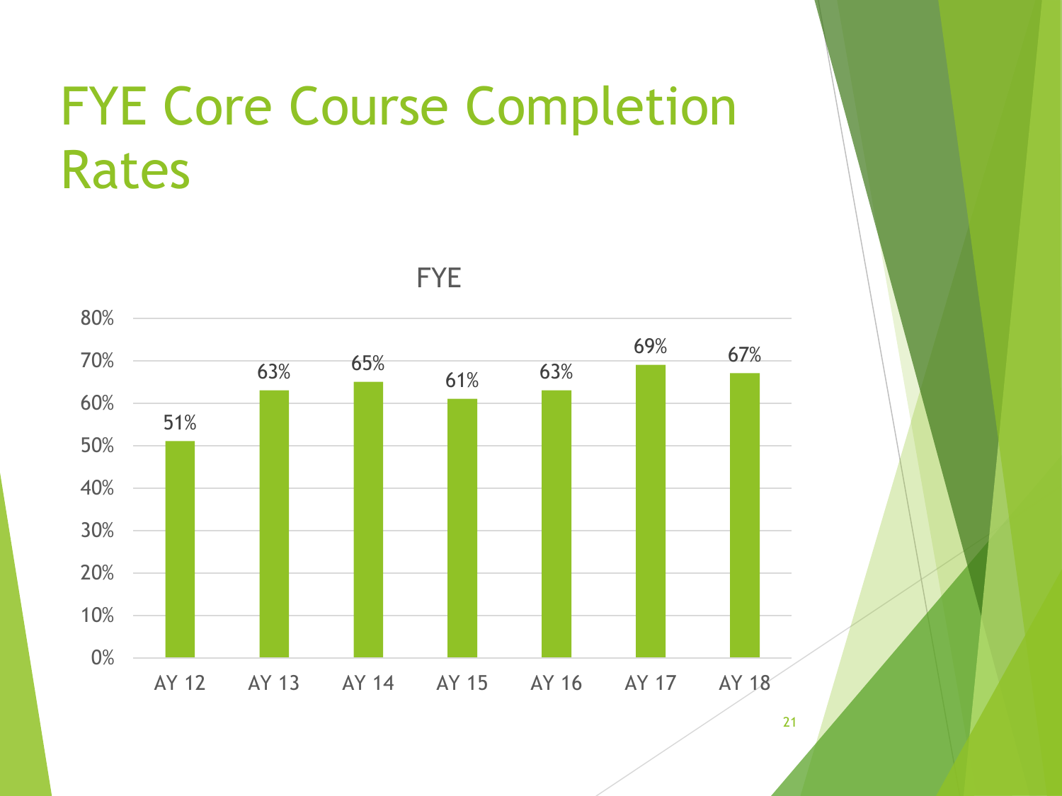# FYE Core Course Completion Rates

FYE

| AY 12 | AY 13 | AY 14 | AY 15 | AY 16 | AY 17 | AY 18 |
|---|---|---|---|---|---|---|
| 51% | 63% | 65% | 61% | 63% | 69% | 67% |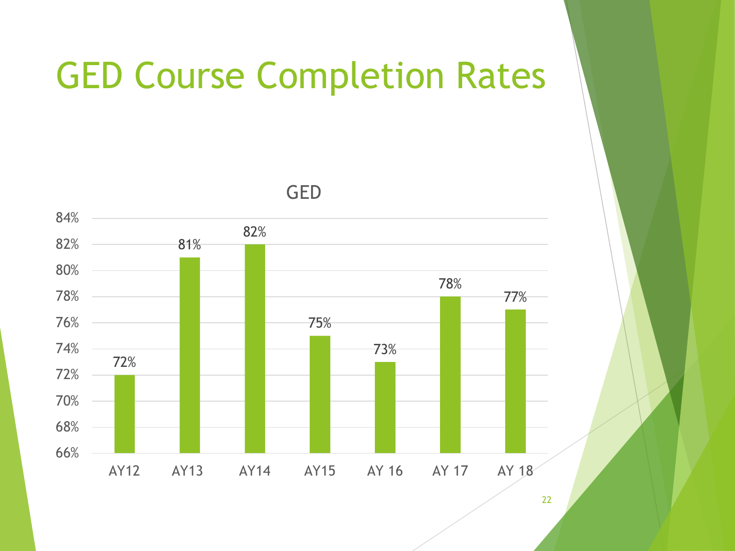# GED Course Completion Rates

GED

| AY12 | AY13 | AY14 | AY15 | AY 16 | AY 17 | AY 18 |
|---|---|---|---|---|---|---|
| 72% | 81% | 82% | 75% | 73% | 78% | 77% |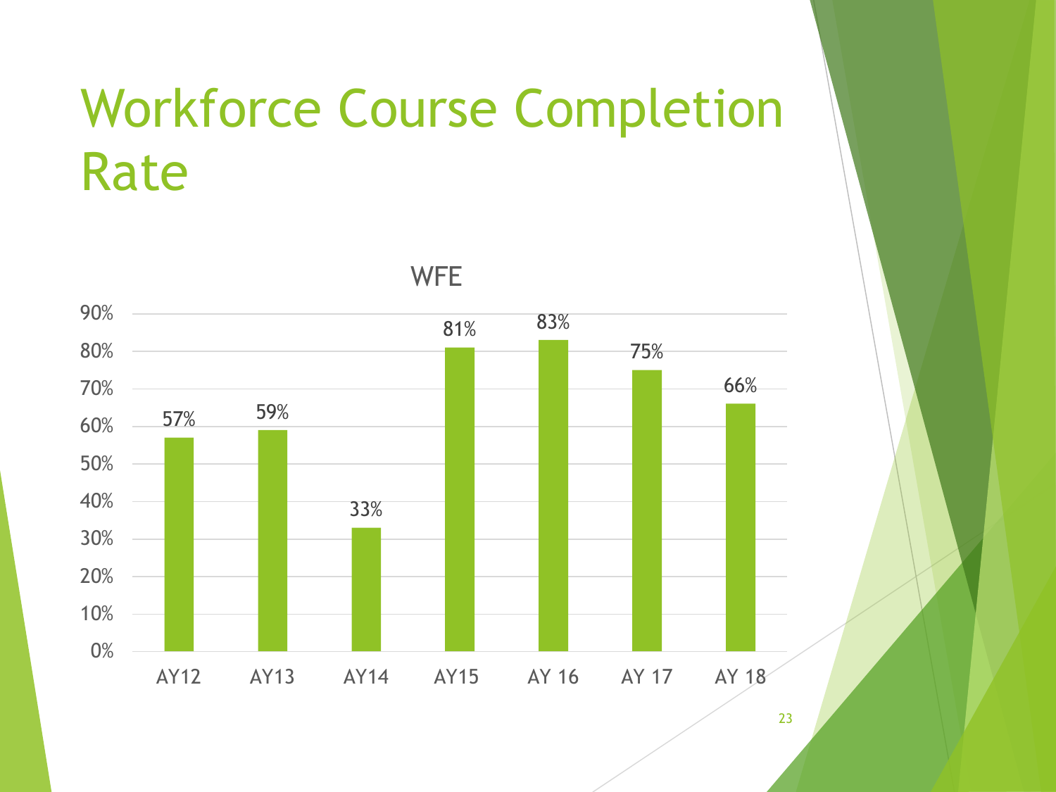# Workforce Course Completion Rate

WFE

| | AY12 | AY13 | AY14 | AY15 | AY 16 | AY 17 | AY 18 |
|---|---|---|---|---|---|---|---|
| WFE | 57% | 59% | 33% | 81% | 83% | 75% | 66% |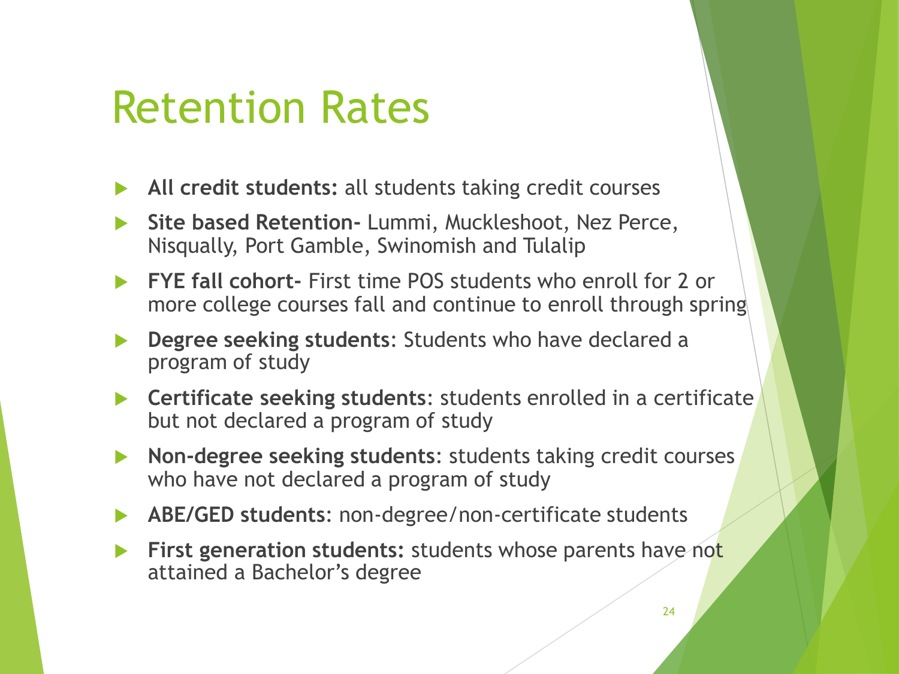# Retention Rates

- **All credit students:** all students taking credit courses
- **Site based Retention-** Lummi, Muckleshoot, Nez Perce, Nisqually, Port Gamble, Swinomish and Tulalip
- **FYE fall cohort-** First time POS students who enroll for 2 or more college courses fall and continue to enroll through spring
- **Degree seeking students**: Students who have declared a program of study
- **Certificate seeking students**: students enrolled in a certificate but not declared a program of study
- **Non-degree seeking students**: students taking credit courses who have not declared a program of study
- **ABE/GED students**: non-degree/non-certificate students
- **First generation students:** students whose parents have not attained a Bachelor's degree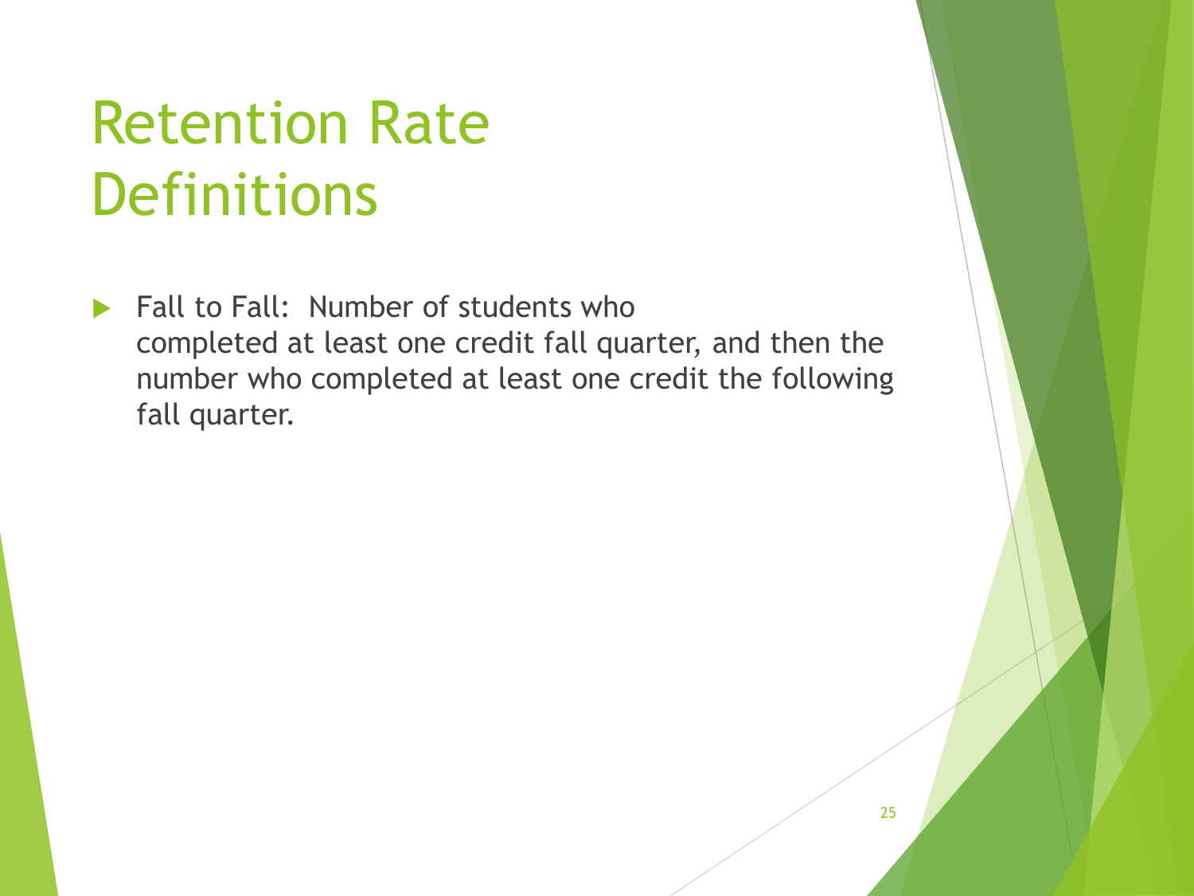# Retention Rate Definitions

- Fall to Fall: Number of students who completed at least one credit fall quarter, and then the number who completed at least one credit the following fall quarter.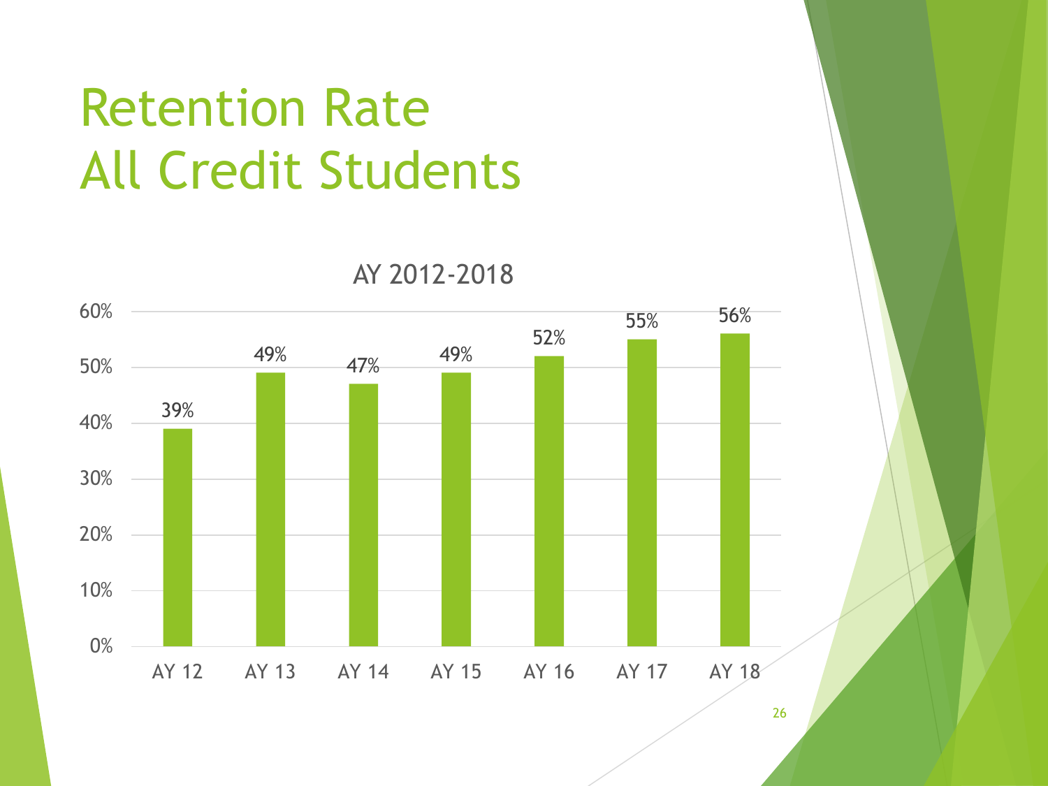# Retention Rate
# All Credit Students

AY 2012-2018

| Year | Retention Rate |
| --- | --- |
| AY 12 | 39% |
| AY 13 | 49% |
| AY 14 | 47% |
| AY 15 | 49% |
| AY 16 | 52% |
| AY 17 | 55% |
| AY 18 | 56% |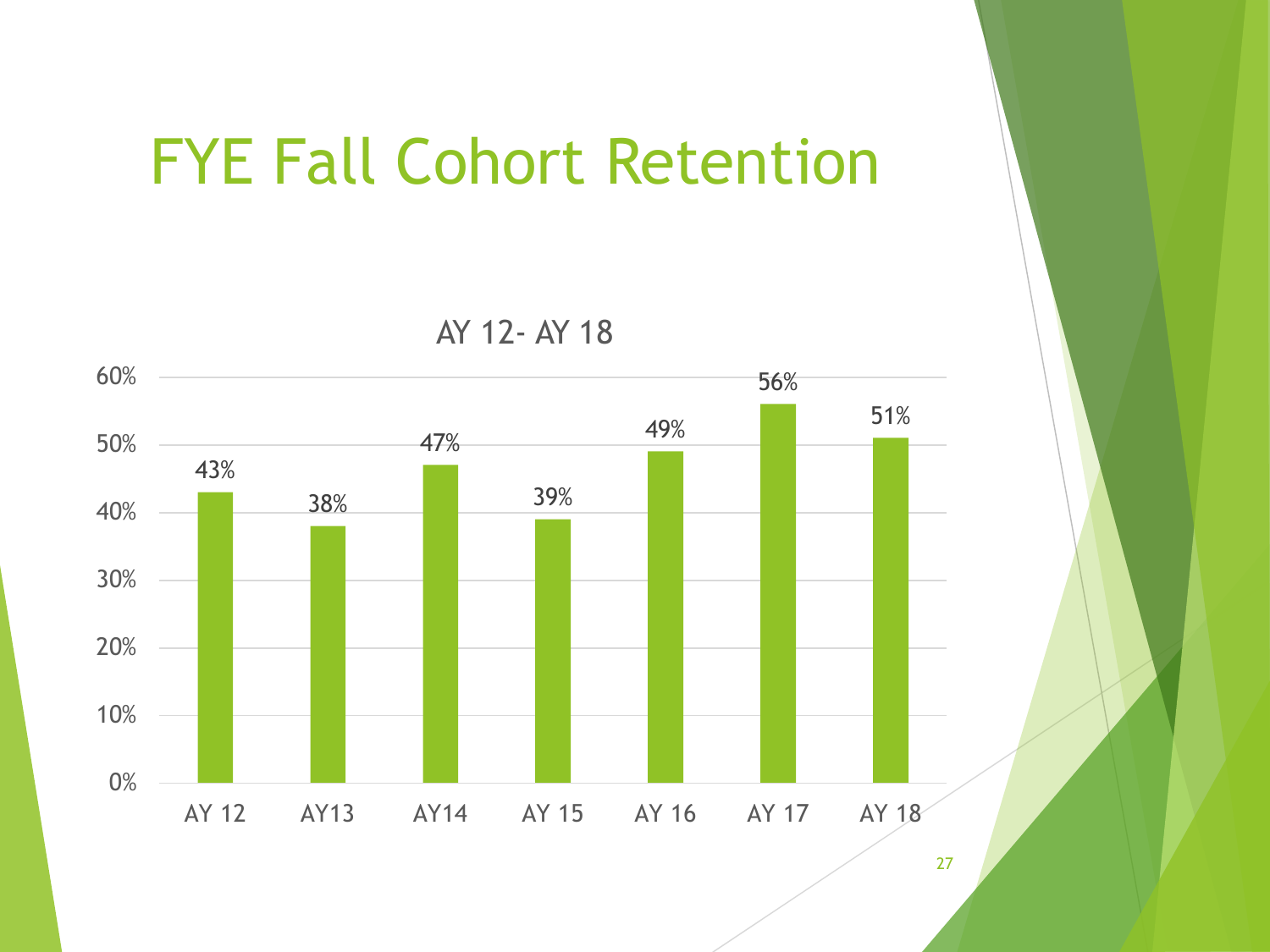# FYE Fall Cohort Retention

AY 12- AY 18

| Year | Retention |
|---|---|
| AY 12 | 43% |
| AY13 | 38% |
| AY14 | 47% |
| AY 15 | 39% |
| AY 16 | 49% |
| AY 17 | 56% |
| AY 18 | 51% |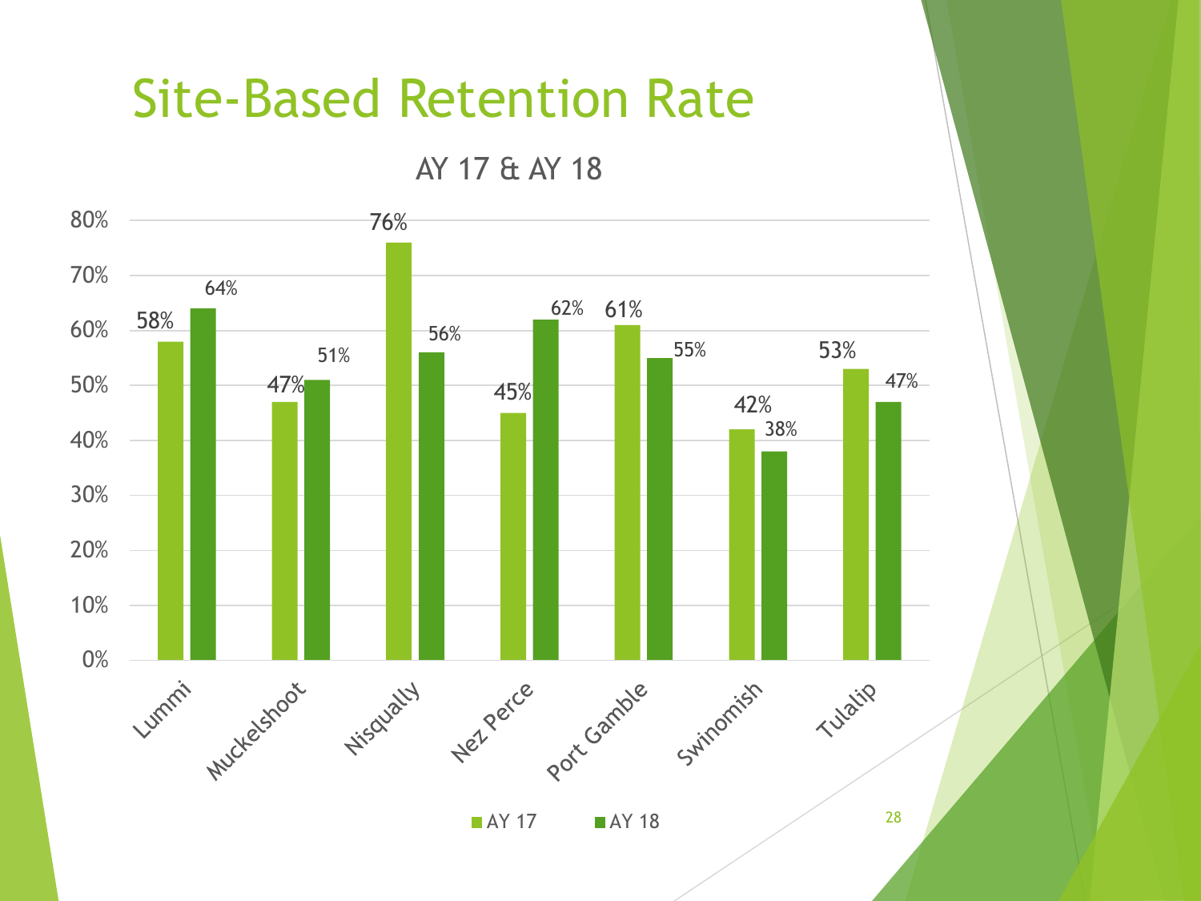# Site-Based Retention Rate

AY 17 & AY 18

| Site | AY 17 | AY 18 |
|---|---|---|
| Lummi | 58% | 64% |
| Muckelshoot | 47% | 51% |
| Nisqually | 76% | 56% |
| Nez Perce | 45% | 62% |
| Port Gamble | 61% | 55% |
| Swinomish | 42% | 38% |
| Tulalip | 53% | 47% |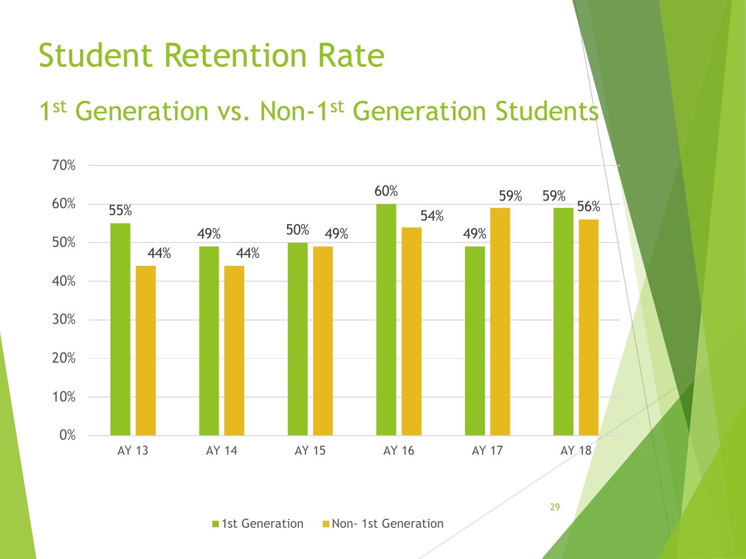# Student Retention Rate

## 1st Generation vs. Non-1st Generation Students

| | AY 13 | AY 14 | AY 15 | AY 16 | AY 17 | AY 18 |
|---|---|---|---|---|---|---|
| 1st Generation | 55% | 49% | 50% | 60% | 49% | 59% |
| Non- 1st Generation | 44% | 44% | 49% | 54% | 59% | 56% |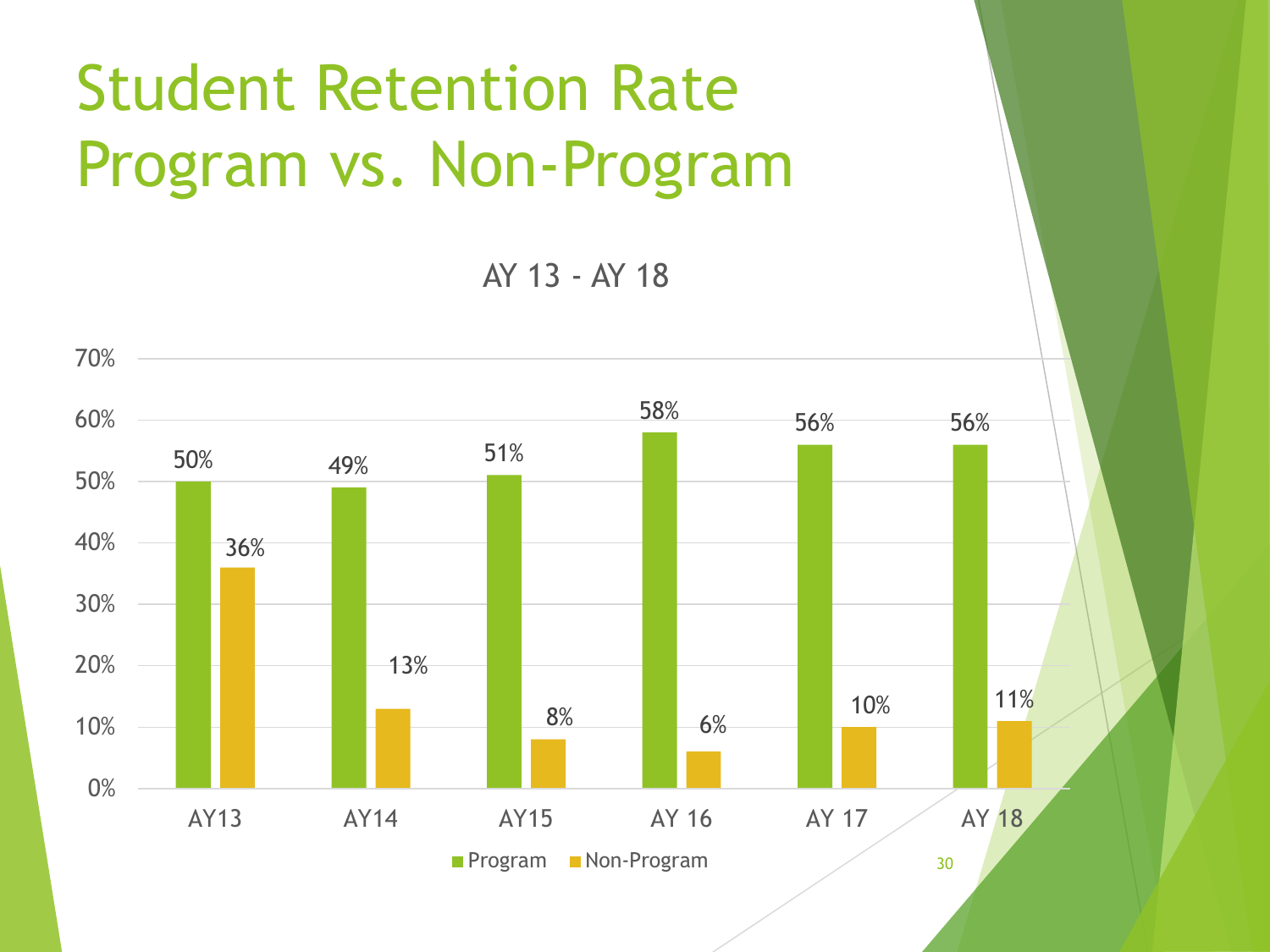# Student Retention Rate Program vs. Non-Program

AY 13 - AY 18

| | AY13 | AY14 | AY15 | AY 16 | AY 17 | AY 18 |
|---|---|---|---|---|---|---|
| Program | 50% | 49% | 51% | 58% | 56% | 56% |
| Non-Program | 36% | 13% | 8% | 6% | 10% | 11% |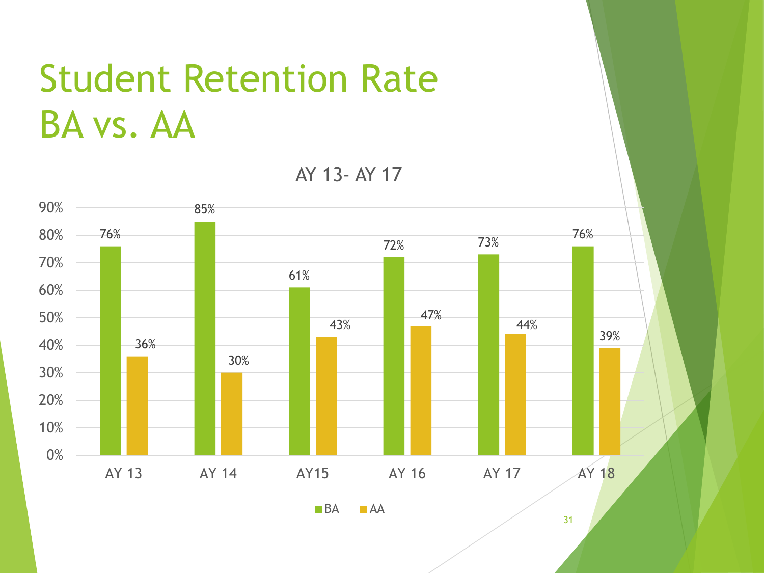# Student Retention Rate BA vs. AA

AY 13- AY 17

90%
80%
70%
60%
50%
40%
30%
20%
10%
0%

AY 13: 76% 36%
AY 14: 85% 30%
AY15: 61% 43%
AY 16: 72% 47%
AY 17: 73% 44%
AY 18: 76% 39%

BA AA